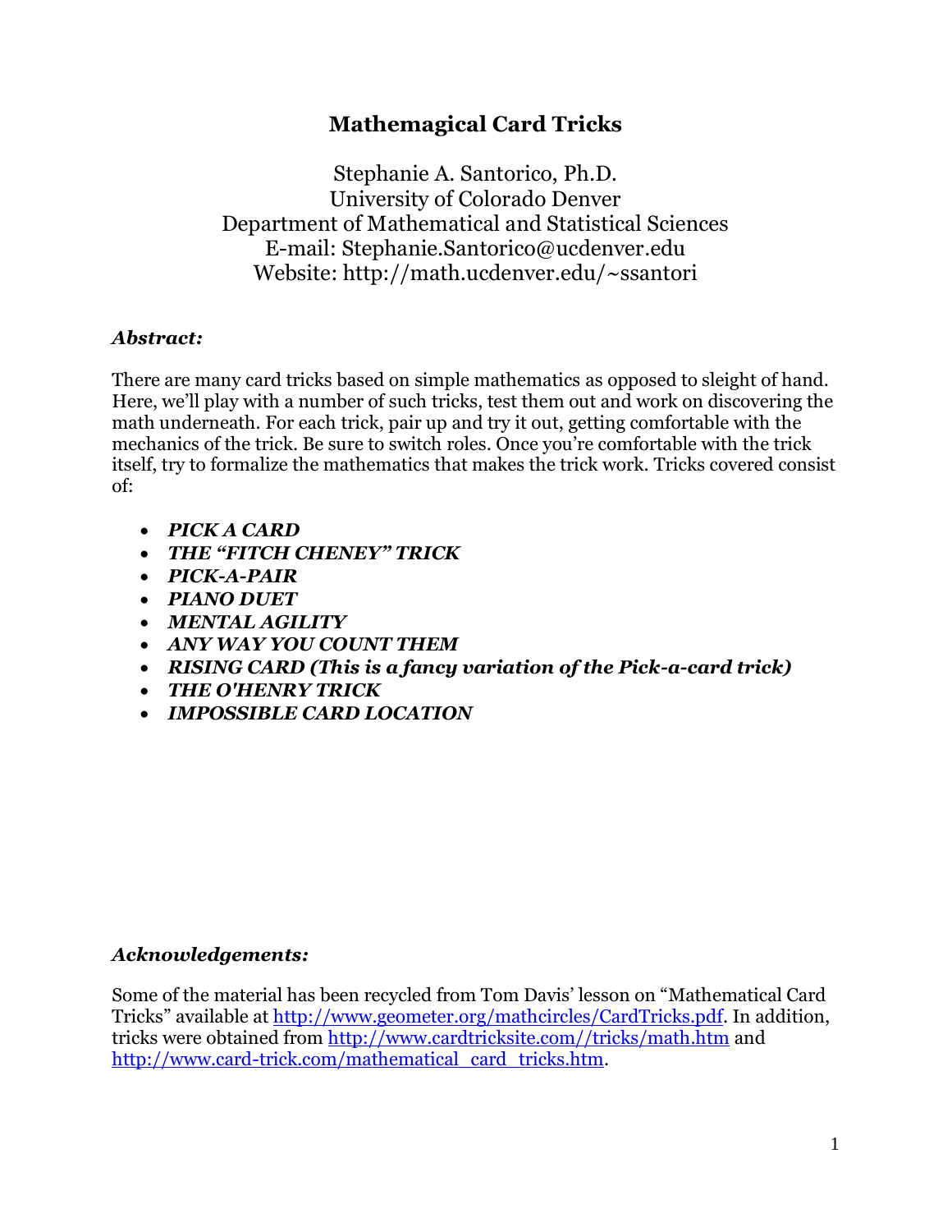# Mathemagical Card Tricks

Stephanie A. Santorico, Ph.D.
University of Colorado Denver
Department of Mathematical and Statistical Sciences
E-mail: Stephanie.Santorico@ucdenver.edu
Website: http://math.ucdenver.edu/~ssantori

### *Abstract:*

There are many card tricks based on simple mathematics as opposed to sleight of hand. Here, we'll play with a number of such tricks, test them out and work on discovering the math underneath. For each trick, pair up and try it out, getting comfortable with the mechanics of the trick. Be sure to switch roles. Once you're comfortable with the trick itself, try to formalize the mathematics that makes the trick work. Tricks covered consist of:

- ***PICK A CARD***
- ***THE "FITCH CHENEY" TRICK***
- ***PICK-A-PAIR***
- ***PIANO DUET***
- ***MENTAL AGILITY***
- ***ANY WAY YOU COUNT THEM***
- ***RISING CARD (This is a fancy variation of the Pick-a-card trick)***
- ***THE O'HENRY TRICK***
- ***IMPOSSIBLE CARD LOCATION***

### *Acknowledgements:*

Some of the material has been recycled from Tom Davis' lesson on "Mathematical Card Tricks" available at http://www.geometer.org/mathcircles/CardTricks.pdf. In addition, tricks were obtained from http://www.cardtricksite.com//tricks/math.htm and http://www.card-trick.com/mathematical_card_tricks.htm.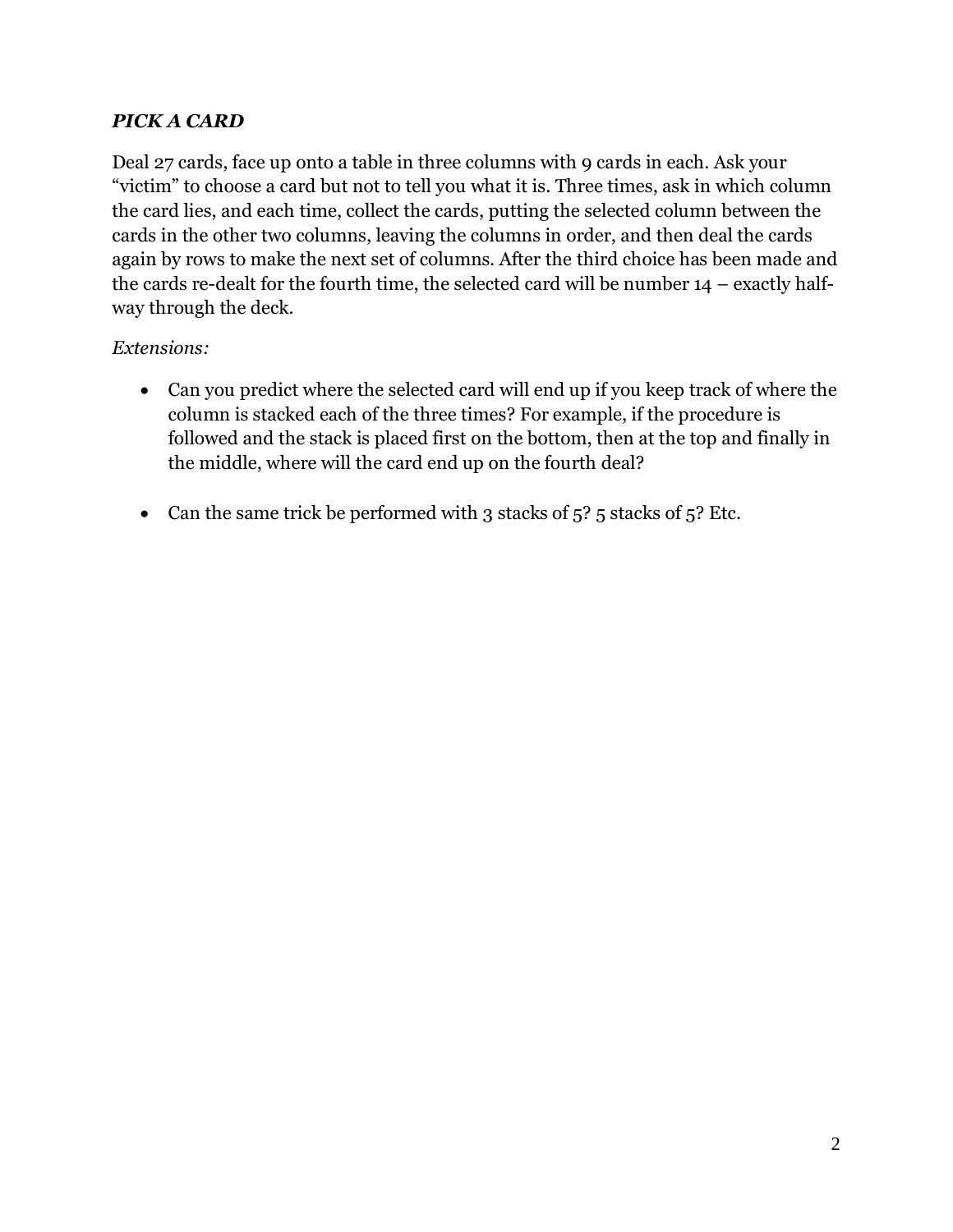## ***PICK A CARD***

Deal 27 cards, face up onto a table in three columns with 9 cards in each. Ask your "victim" to choose a card but not to tell you what it is. Three times, ask in which column the card lies, and each time, collect the cards, putting the selected column between the cards in the other two columns, leaving the columns in order, and then deal the cards again by rows to make the next set of columns. After the third choice has been made and the cards re-dealt for the fourth time, the selected card will be number 14 – exactly half-way through the deck.

*Extensions:*

- Can you predict where the selected card will end up if you keep track of where the column is stacked each of the three times? For example, if the procedure is followed and the stack is placed first on the bottom, then at the top and finally in the middle, where will the card end up on the fourth deal?
- Can the same trick be performed with 3 stacks of 5? 5 stacks of 5? Etc.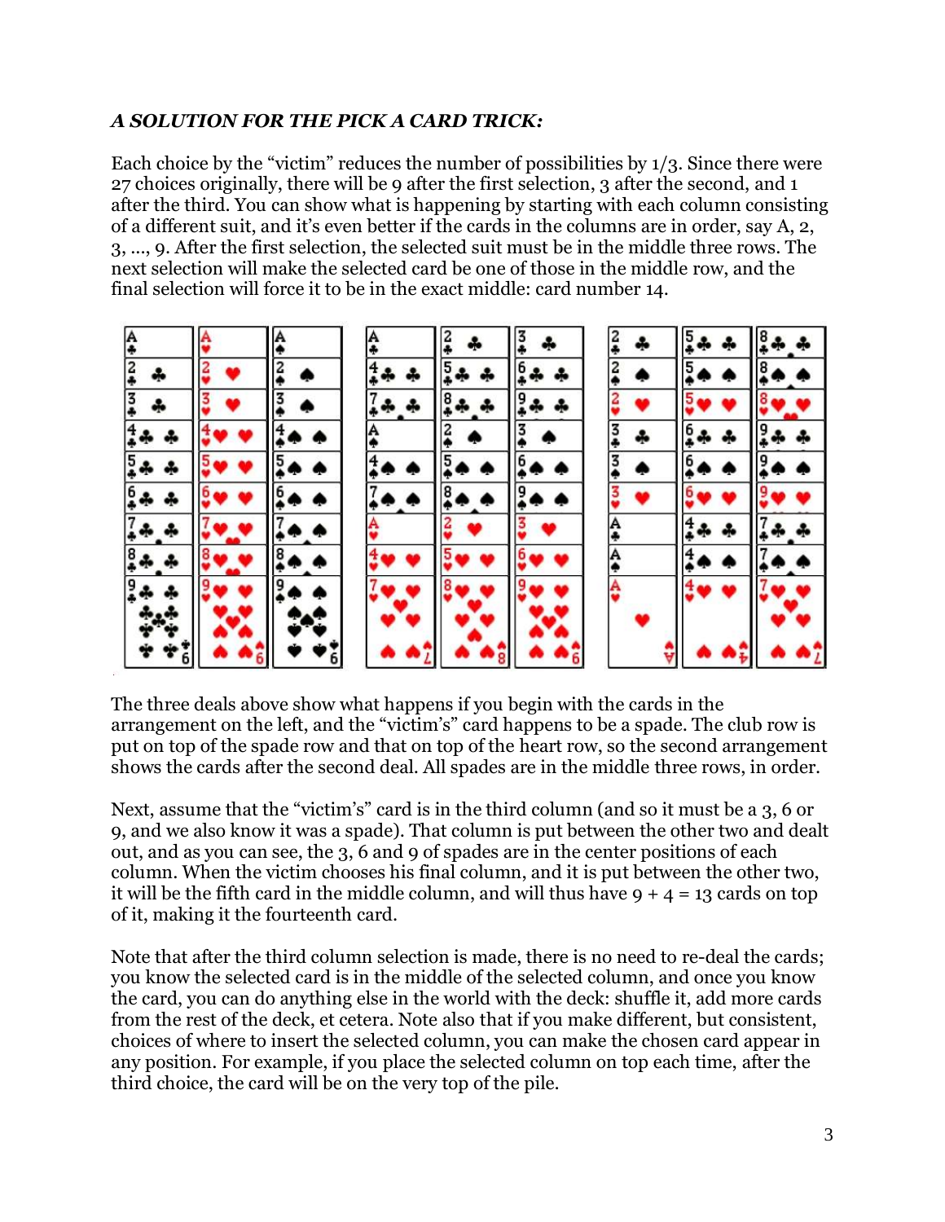***A SOLUTION FOR THE PICK A CARD TRICK:***

Each choice by the "victim" reduces the number of possibilities by 1/3. Since there were 27 choices originally, there will be 9 after the first selection, 3 after the second, and 1 after the third. You can show what is happening by starting with each column consisting of a different suit, and it's even better if the cards in the columns are in order, say A, 2, 3, ..., 9. After the first selection, the selected suit must be in the middle three rows. The next selection will make the selected card be one of those in the middle row, and the final selection will force it to be in the exact middle: card number 14.

The three deals above show what happens if you begin with the cards in the arrangement on the left, and the "victim's" card happens to be a spade. The club row is put on top of the spade row and that on top of the heart row, so the second arrangement shows the cards after the second deal. All spades are in the middle three rows, in order.

Next, assume that the "victim's" card is in the third column (and so it must be a 3, 6 or 9, and we also know it was a spade). That column is put between the other two and dealt out, and as you can see, the 3, 6 and 9 of spades are in the center positions of each column. When the victim chooses his final column, and it is put between the other two, it will be the fifth card in the middle column, and will thus have 9 + 4 = 13 cards on top of it, making it the fourteenth card.

Note that after the third column selection is made, there is no need to re-deal the cards; you know the selected card is in the middle of the selected column, and once you know the card, you can do anything else in the world with the deck: shuffle it, add more cards from the rest of the deck, et cetera. Note also that if you make different, but consistent, choices of where to insert the selected column, you can make the chosen card appear in any position. For example, if you place the selected column on top each time, after the third choice, the card will be on the very top of the pile.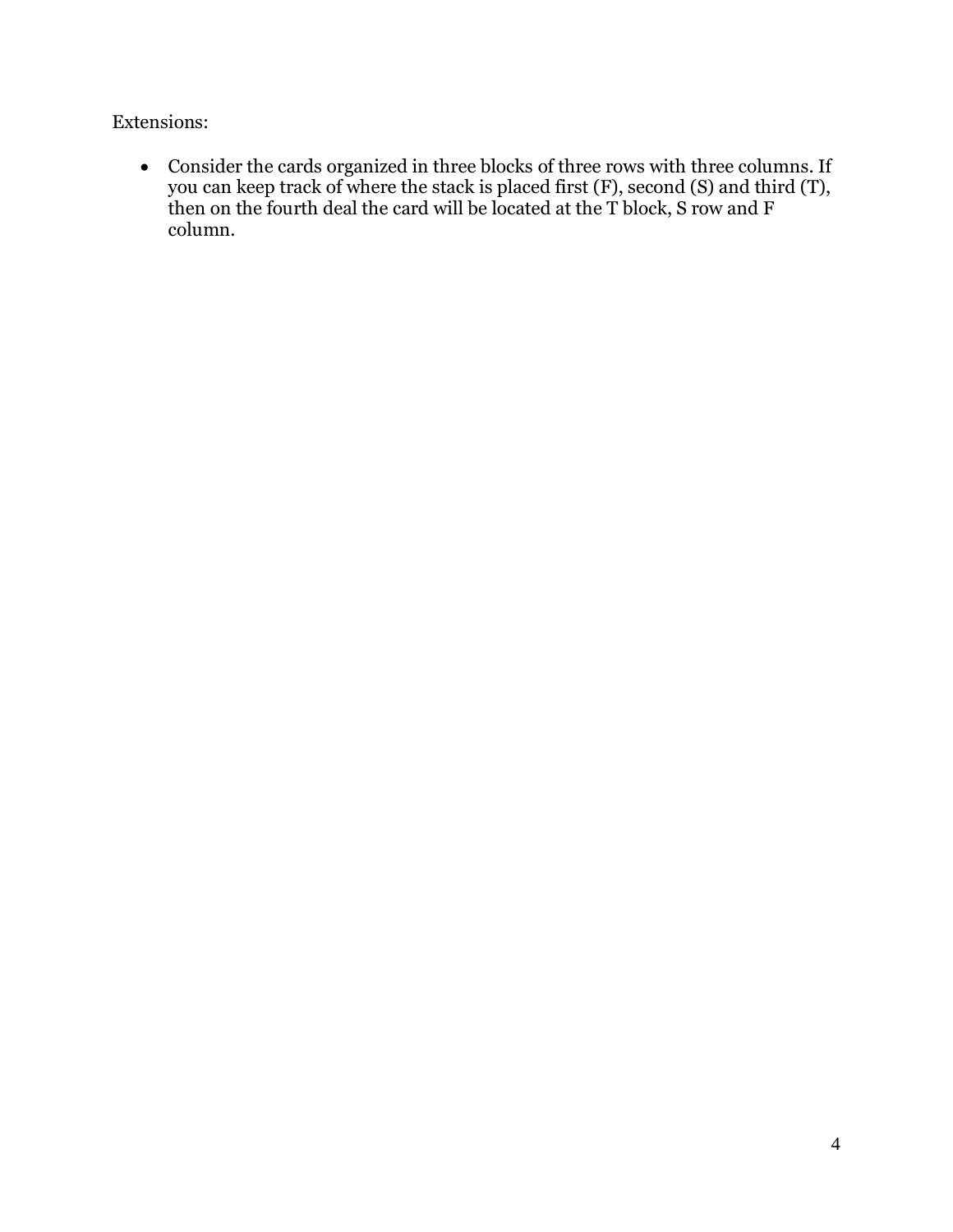Extensions:

- Consider the cards organized in three blocks of three rows with three columns. If you can keep track of where the stack is placed first (F), second (S) and third (T), then on the fourth deal the card will be located at the T block, S row and F column.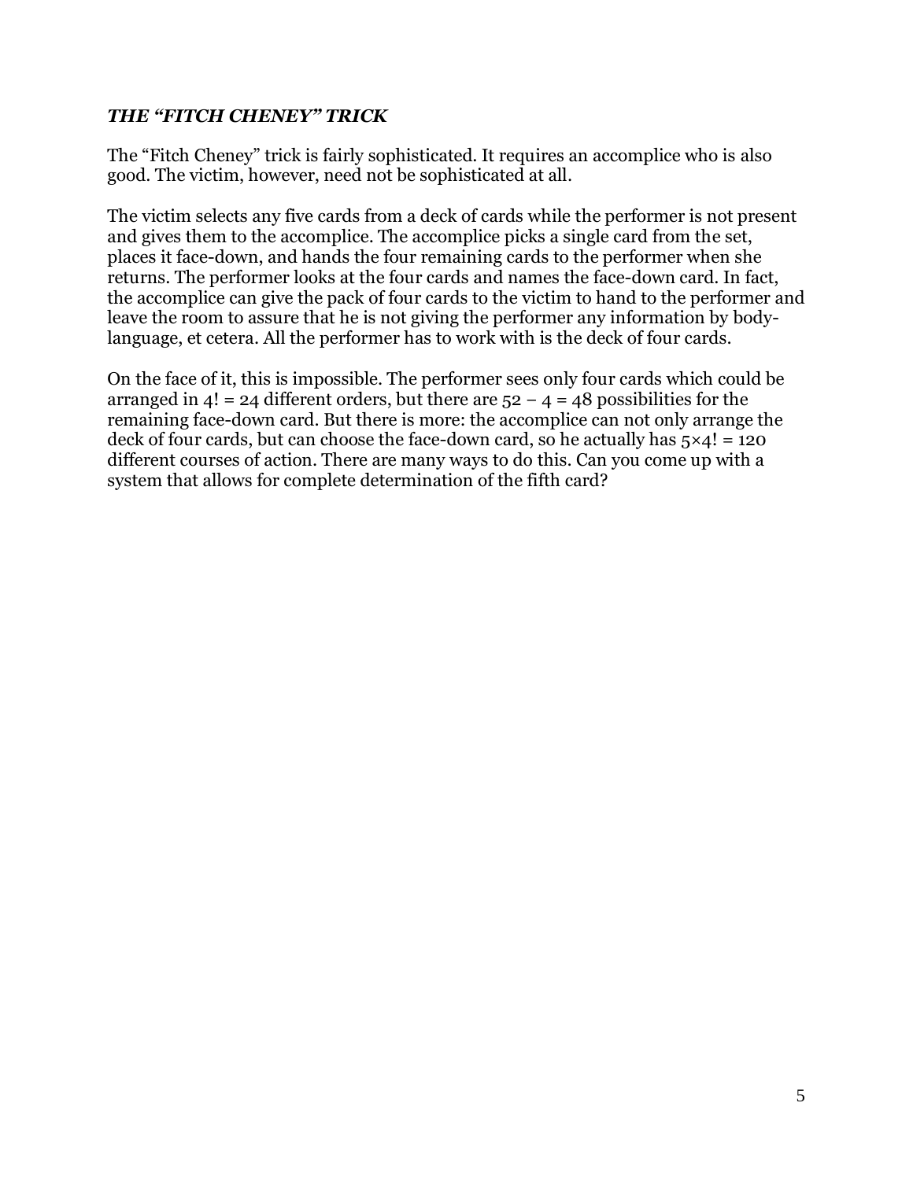### *THE "FITCH CHENEY" TRICK*

The "Fitch Cheney" trick is fairly sophisticated. It requires an accomplice who is also good. The victim, however, need not be sophisticated at all.

The victim selects any five cards from a deck of cards while the performer is not present and gives them to the accomplice. The accomplice picks a single card from the set, places it face-down, and hands the four remaining cards to the performer when she returns. The performer looks at the four cards and names the face-down card. In fact, the accomplice can give the pack of four cards to the victim to hand to the performer and leave the room to assure that he is not giving the performer any information by body-language, et cetera. All the performer has to work with is the deck of four cards.

On the face of it, this is impossible. The performer sees only four cards which could be arranged in $4! = 24$ different orders, but there are $52 - 4 = 48$ possibilities for the remaining face-down card. But there is more: the accomplice can not only arrange the deck of four cards, but can choose the face-down card, so he actually has $5 \times 4! = 120$ different courses of action. There are many ways to do this. Can you come up with a system that allows for complete determination of the fifth card?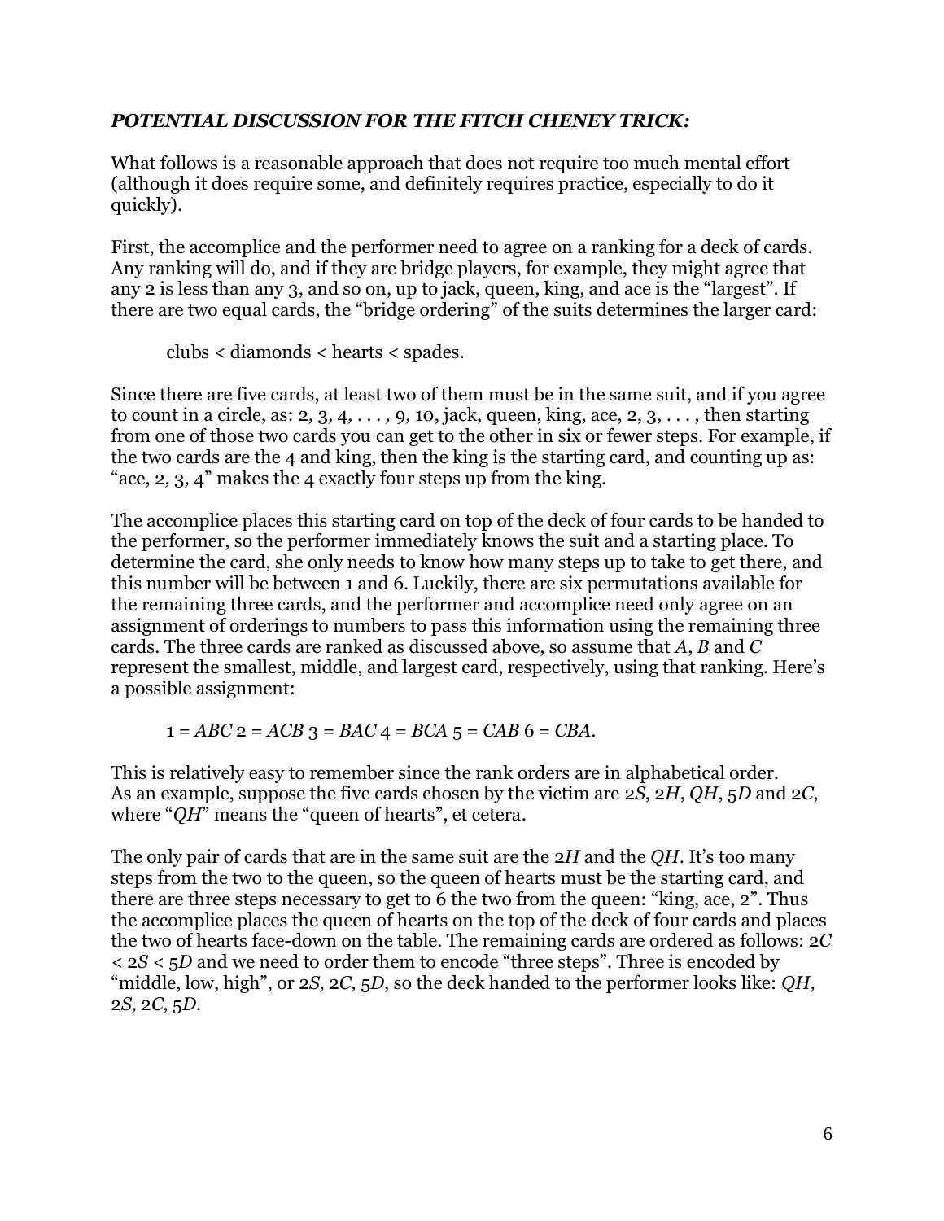### *POTENTIAL DISCUSSION FOR THE FITCH CHENEY TRICK:*

What follows is a reasonable approach that does not require too much mental effort (although it does require some, and definitely requires practice, especially to do it quickly).

First, the accomplice and the performer need to agree on a ranking for a deck of cards. Any ranking will do, and if they are bridge players, for example, they might agree that any 2 is less than any 3, and so on, up to jack, queen, king, and ace is the "largest". If there are two equal cards, the "bridge ordering" of the suits determines the larger card:

clubs < diamonds < hearts < spades.

Since there are five cards, at least two of them must be in the same suit, and if you agree to count in a circle, as: 2*,* 3*,* 4*, . . . ,* 9*,* 10, jack, queen, king, ace, 2*,* 3*, . . . ,* then starting from one of those two cards you can get to the other in six or fewer steps. For example, if the two cards are the 4 and king, then the king is the starting card, and counting up as: "ace, 2*,* 3*,* 4" makes the 4 exactly four steps up from the king.

The accomplice places this starting card on top of the deck of four cards to be handed to the performer, so the performer immediately knows the suit and a starting place. To determine the card, she only needs to know how many steps up to take to get there, and this number will be between 1 and 6. Luckily, there are six permutations available for the remaining three cards, and the performer and accomplice need only agree on an assignment of orderings to numbers to pass this information using the remaining three cards. The three cards are ranked as discussed above, so assume that *A*, *B* and *C* represent the smallest, middle, and largest card, respectively, using that ranking. Here's a possible assignment:

1 = *ABC* 2 = *ACB* 3 = *BAC* 4 = *BCA* 5 = *CAB* 6 = *CBA*.

This is relatively easy to remember since the rank orders are in alphabetical order. As an example, suppose the five cards chosen by the victim are 2*S*, 2*H*, *QH*, 5*D* and 2*C*, where "*QH*" means the "queen of hearts", et cetera.

The only pair of cards that are in the same suit are the 2*H* and the *QH*. It's too many steps from the two to the queen, so the queen of hearts must be the starting card, and there are three steps necessary to get to 6 the two from the queen: "king, ace, 2". Thus the accomplice places the queen of hearts on the top of the deck of four cards and places the two of hearts face-down on the table. The remaining cards are ordered as follows: 2*C* < 2*S* < 5*D* and we need to order them to encode "three steps". Three is encoded by "middle, low, high", or 2*S,* 2*C,* 5*D*, so the deck handed to the performer looks like: *QH,* 2*S,* 2*C,* 5*D*.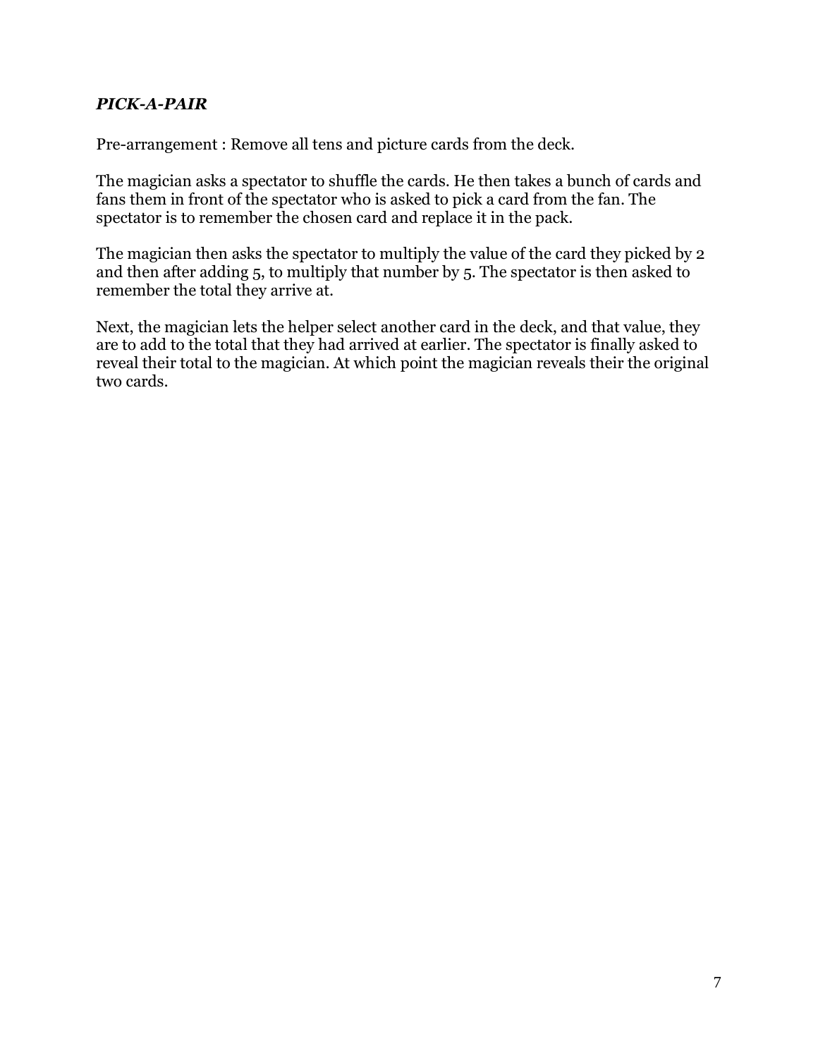***PICK-A-PAIR***

Pre-arrangement : Remove all tens and picture cards from the deck.

The magician asks a spectator to shuffle the cards. He then takes a bunch of cards and fans them in front of the spectator who is asked to pick a card from the fan. The spectator is to remember the chosen card and replace it in the pack.

The magician then asks the spectator to multiply the value of the card they picked by 2 and then after adding 5, to multiply that number by 5. The spectator is then asked to remember the total they arrive at.

Next, the magician lets the helper select another card in the deck, and that value, they are to add to the total that they had arrived at earlier. The spectator is finally asked to reveal their total to the magician. At which point the magician reveals their the original two cards.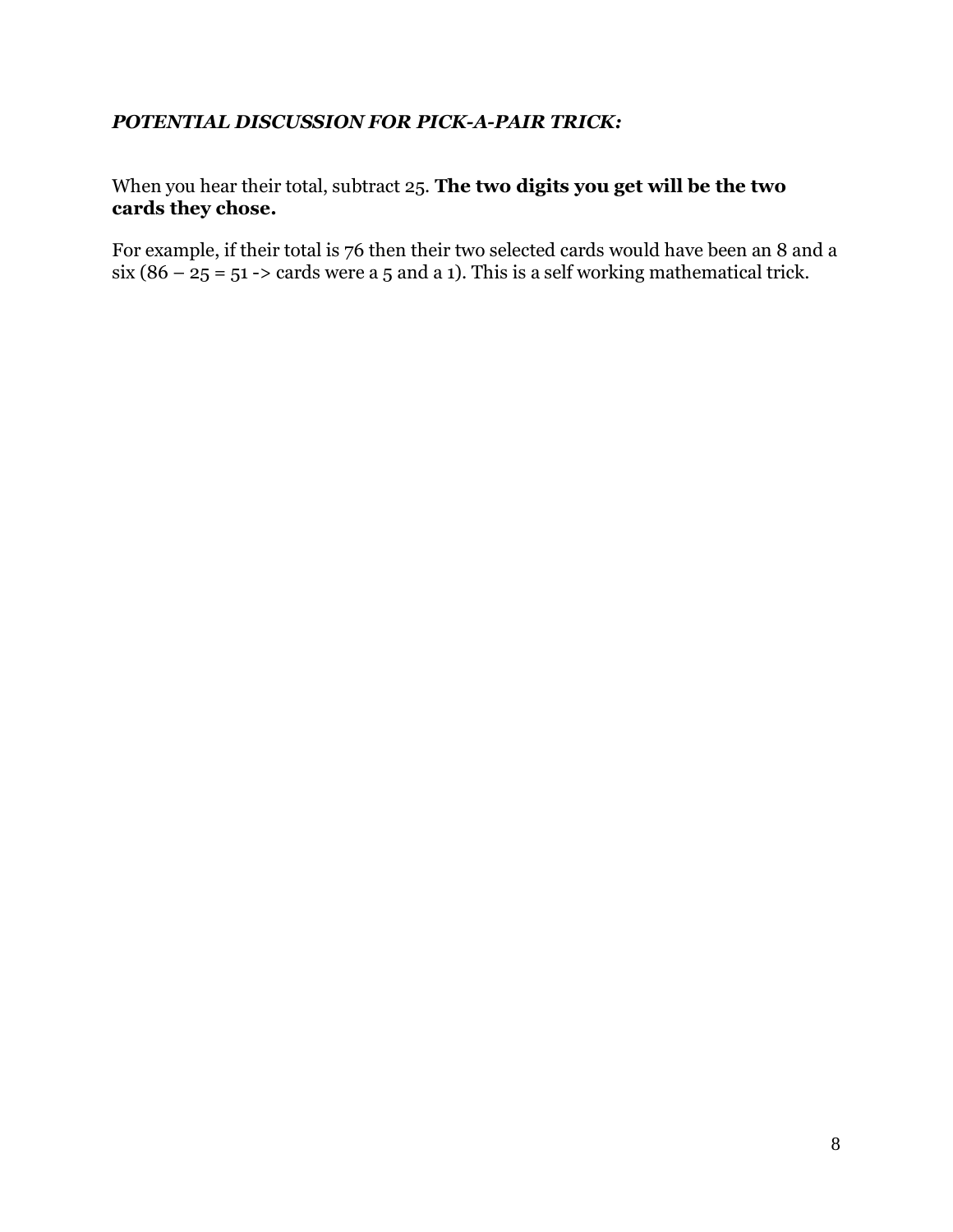***POTENTIAL DISCUSSION FOR PICK-A-PAIR TRICK:***

When you hear their total, subtract 25. **The two digits you get will be the two cards they chose.**

For example, if their total is 76 then their two selected cards would have been an 8 and a six (86 – 25 = 51 -> cards were a 5 and a 1). This is a self working mathematical trick.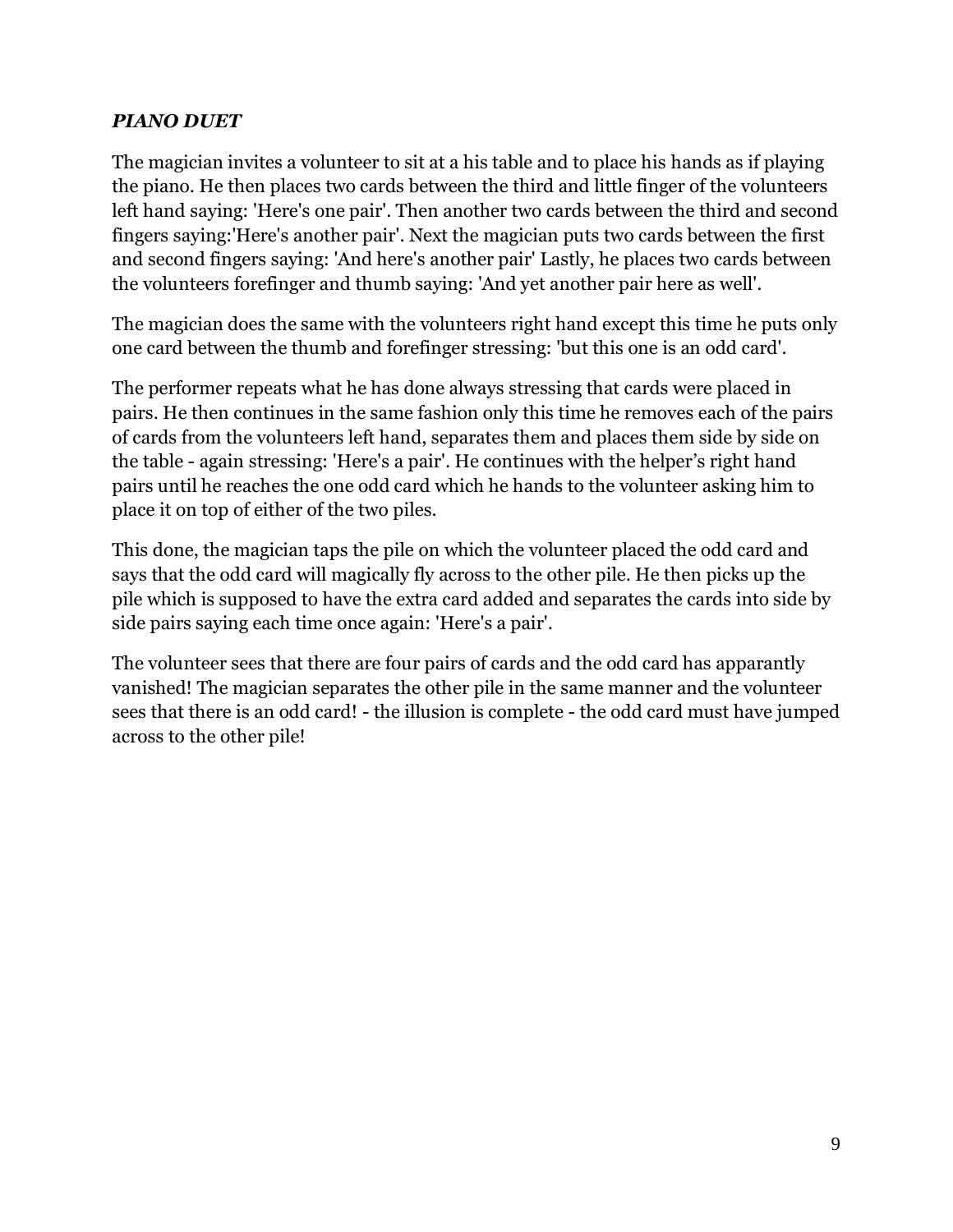***PIANO DUET***

The magician invites a volunteer to sit at a his table and to place his hands as if playing the piano. He then places two cards between the third and little finger of the volunteers left hand saying: 'Here's one pair'. Then another two cards between the third and second fingers saying:'Here's another pair'. Next the magician puts two cards between the first and second fingers saying: 'And here's another pair' Lastly, he places two cards between the volunteers forefinger and thumb saying: 'And yet another pair here as well'.

The magician does the same with the volunteers right hand except this time he puts only one card between the thumb and forefinger stressing: 'but this one is an odd card'.

The performer repeats what he has done always stressing that cards were placed in pairs. He then continues in the same fashion only this time he removes each of the pairs of cards from the volunteers left hand, separates them and places them side by side on the table - again stressing: 'Here's a pair'. He continues with the helper's right hand pairs until he reaches the one odd card which he hands to the volunteer asking him to place it on top of either of the two piles.

This done, the magician taps the pile on which the volunteer placed the odd card and says that the odd card will magically fly across to the other pile. He then picks up the pile which is supposed to have the extra card added and separates the cards into side by side pairs saying each time once again: 'Here's a pair'.

The volunteer sees that there are four pairs of cards and the odd card has apparantly vanished! The magician separates the other pile in the same manner and the volunteer sees that there is an odd card! - the illusion is complete - the odd card must have jumped across to the other pile!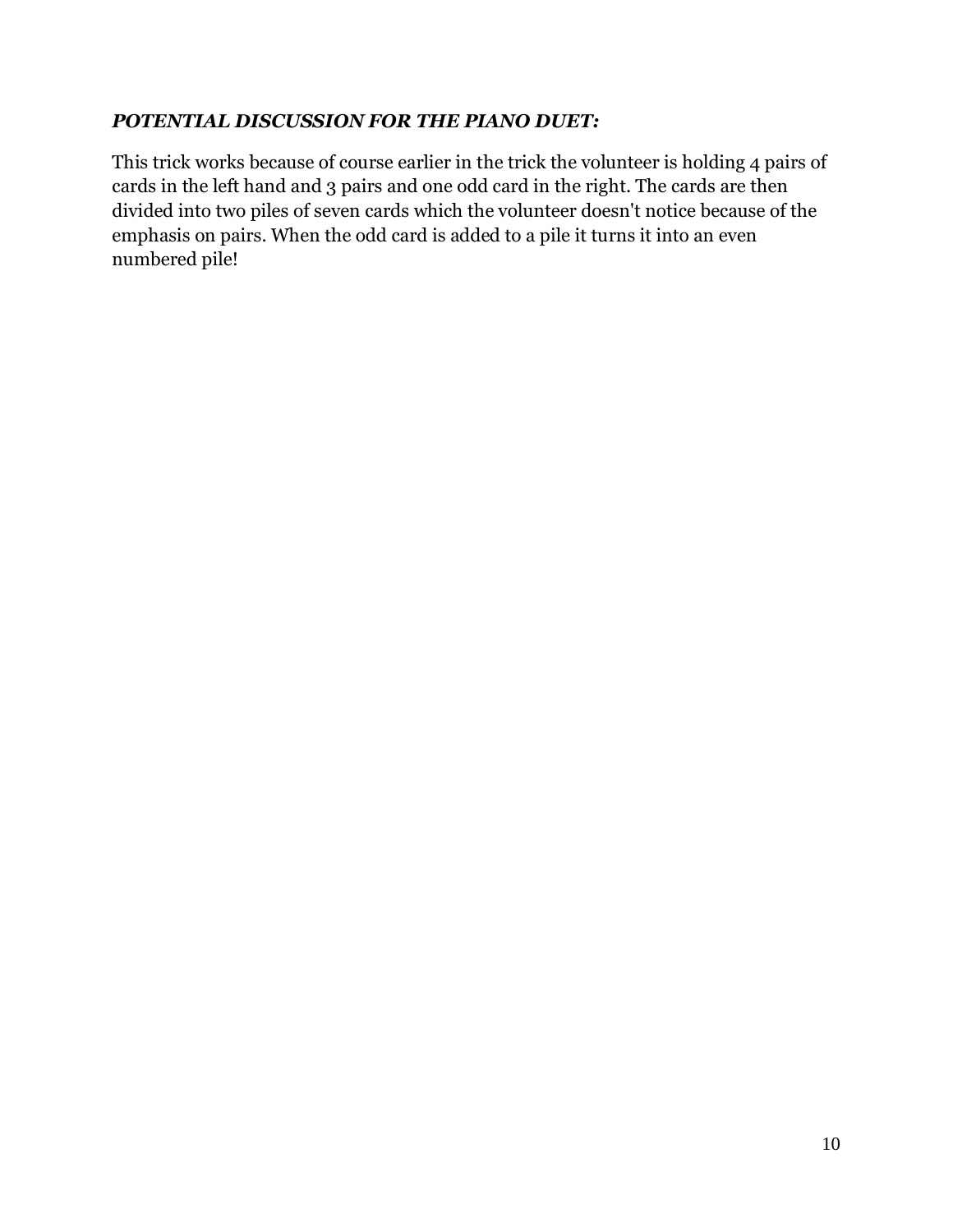***POTENTIAL DISCUSSION FOR THE PIANO DUET:***

This trick works because of course earlier in the trick the volunteer is holding 4 pairs of cards in the left hand and 3 pairs and one odd card in the right. The cards are then divided into two piles of seven cards which the volunteer doesn't notice because of the emphasis on pairs. When the odd card is added to a pile it turns it into an even numbered pile!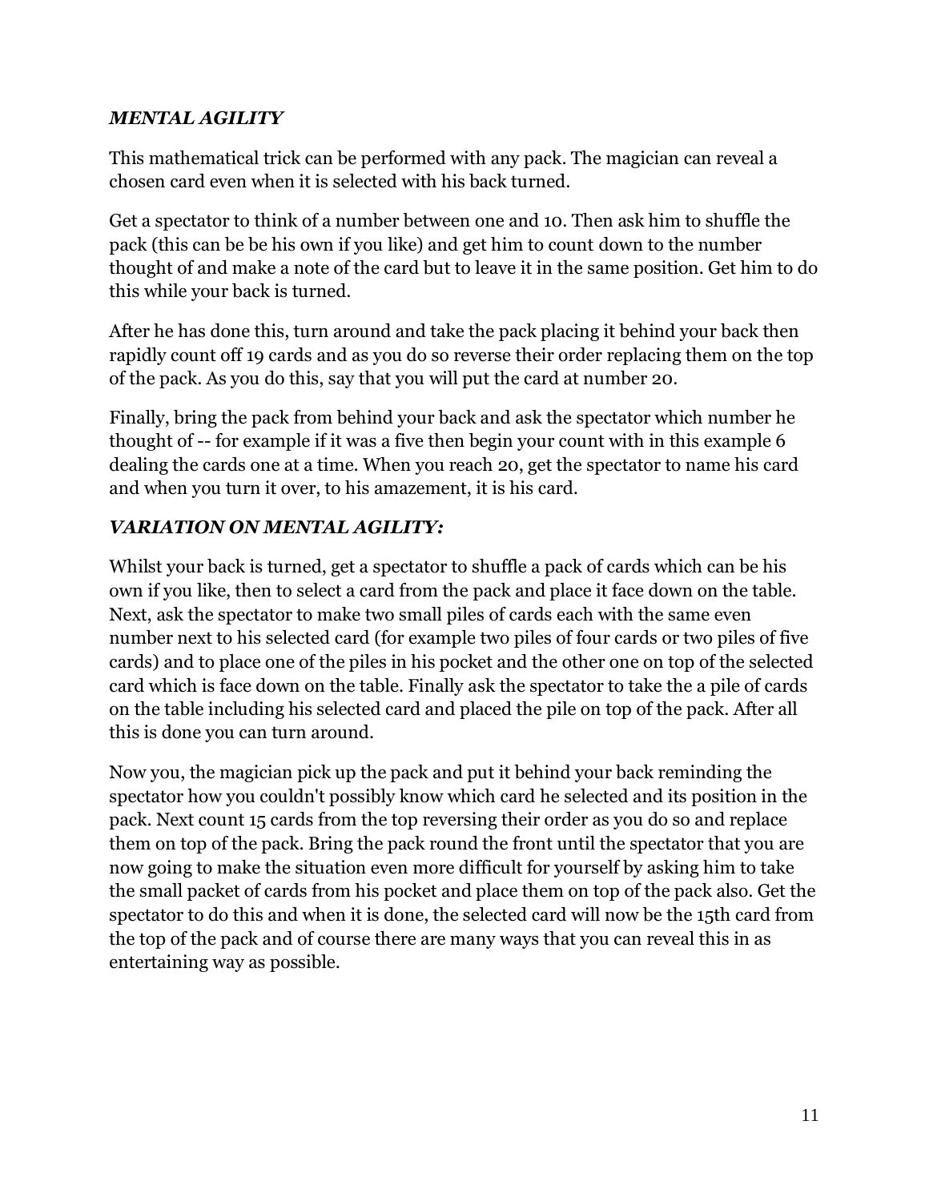### *MENTAL AGILITY*

This mathematical trick can be performed with any pack. The magician can reveal a chosen card even when it is selected with his back turned.

Get a spectator to think of a number between one and 10. Then ask him to shuffle the pack (this can be be his own if you like) and get him to count down to the number thought of and make a note of the card but to leave it in the same position. Get him to do this while your back is turned.

After he has done this, turn around and take the pack placing it behind your back then rapidly count off 19 cards and as you do so reverse their order replacing them on the top of the pack. As you do this, say that you will put the card at number 20.

Finally, bring the pack from behind your back and ask the spectator which number he thought of -- for example if it was a five then begin your count with in this example 6 dealing the cards one at a time. When you reach 20, get the spectator to name his card and when you turn it over, to his amazement, it is his card.

### *VARIATION ON MENTAL AGILITY:*

Whilst your back is turned, get a spectator to shuffle a pack of cards which can be his own if you like, then to select a card from the pack and place it face down on the table. Next, ask the spectator to make two small piles of cards each with the same even number next to his selected card (for example two piles of four cards or two piles of five cards) and to place one of the piles in his pocket and the other one on top of the selected card which is face down on the table. Finally ask the spectator to take the a pile of cards on the table including his selected card and placed the pile on top of the pack. After all this is done you can turn around.

Now you, the magician pick up the pack and put it behind your back reminding the spectator how you couldn't possibly know which card he selected and its position in the pack. Next count 15 cards from the top reversing their order as you do so and replace them on top of the pack. Bring the pack round the front until the spectator that you are now going to make the situation even more difficult for yourself by asking him to take the small packet of cards from his pocket and place them on top of the pack also. Get the spectator to do this and when it is done, the selected card will now be the 15th card from the top of the pack and of course there are many ways that you can reveal this in as entertaining way as possible.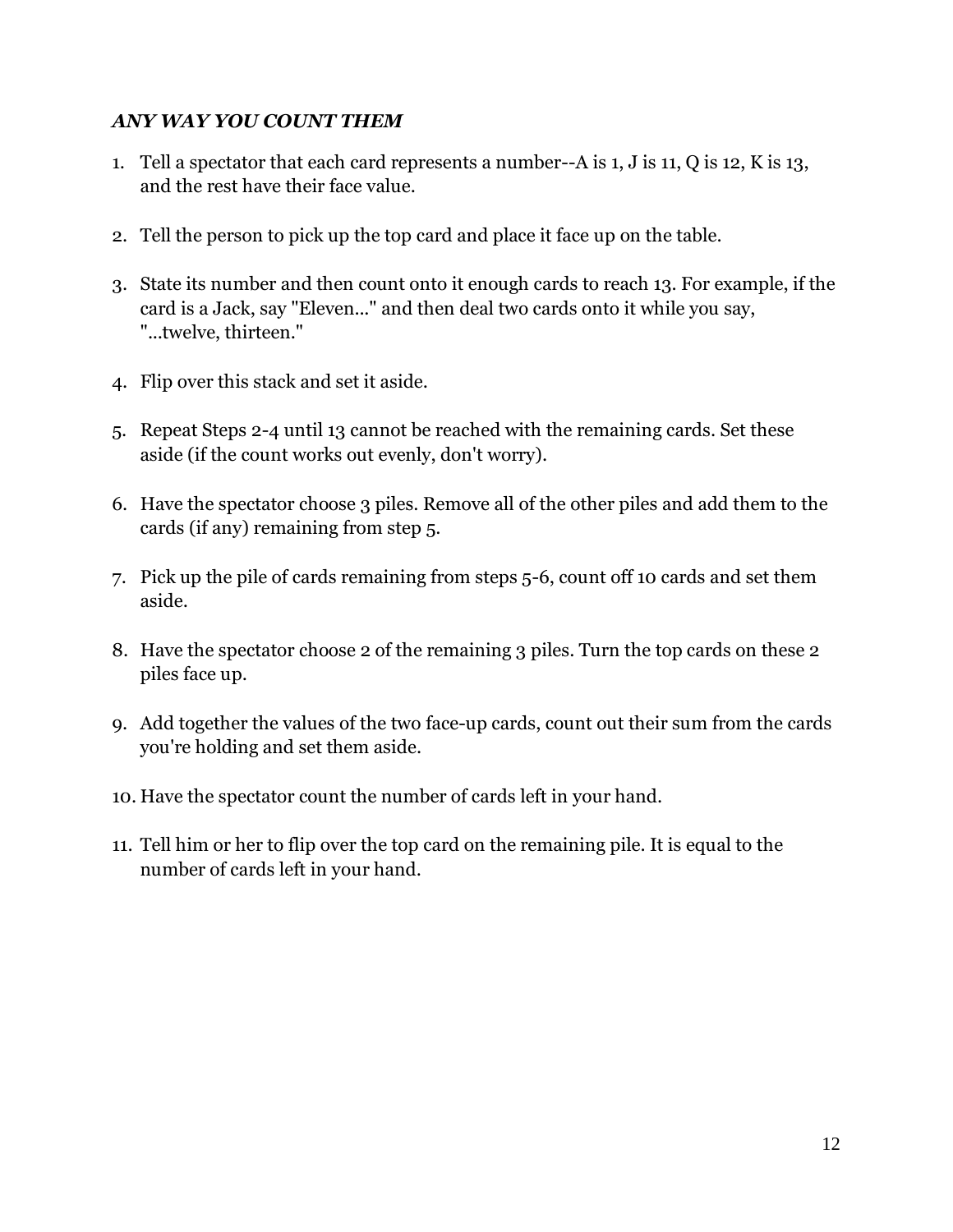***ANY WAY YOU COUNT THEM***

1. Tell a spectator that each card represents a number--A is 1, J is 11, Q is 12, K is 13, and the rest have their face value.

2. Tell the person to pick up the top card and place it face up on the table.

3. State its number and then count onto it enough cards to reach 13. For example, if the card is a Jack, say "Eleven..." and then deal two cards onto it while you say, "...twelve, thirteen."

4. Flip over this stack and set it aside.

5. Repeat Steps 2-4 until 13 cannot be reached with the remaining cards. Set these aside (if the count works out evenly, don't worry).

6. Have the spectator choose 3 piles. Remove all of the other piles and add them to the cards (if any) remaining from step 5.

7. Pick up the pile of cards remaining from steps 5-6, count off 10 cards and set them aside.

8. Have the spectator choose 2 of the remaining 3 piles. Turn the top cards on these 2 piles face up.

9. Add together the values of the two face-up cards, count out their sum from the cards you're holding and set them aside.

10. Have the spectator count the number of cards left in your hand.

11. Tell him or her to flip over the top card on the remaining pile. It is equal to the number of cards left in your hand.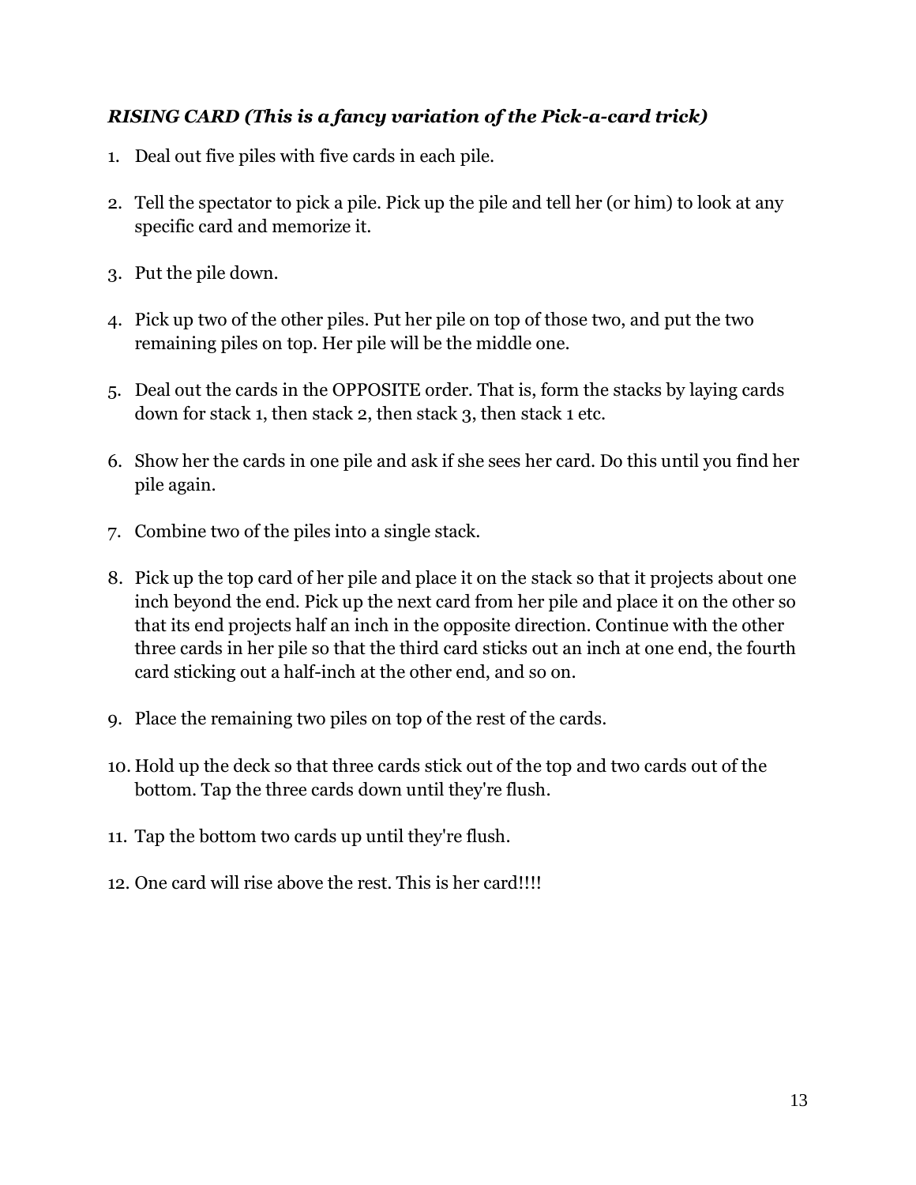***RISING CARD (This is a fancy variation of the Pick-a-card trick)***

1. Deal out five piles with five cards in each pile.
2. Tell the spectator to pick a pile. Pick up the pile and tell her (or him) to look at any specific card and memorize it.
3. Put the pile down.
4. Pick up two of the other piles. Put her pile on top of those two, and put the two remaining piles on top. Her pile will be the middle one.
5. Deal out the cards in the OPPOSITE order. That is, form the stacks by laying cards down for stack 1, then stack 2, then stack 3, then stack 1 etc.
6. Show her the cards in one pile and ask if she sees her card. Do this until you find her pile again.
7. Combine two of the piles into a single stack.
8. Pick up the top card of her pile and place it on the stack so that it projects about one inch beyond the end. Pick up the next card from her pile and place it on the other so that its end projects half an inch in the opposite direction. Continue with the other three cards in her pile so that the third card sticks out an inch at one end, the fourth card sticking out a half-inch at the other end, and so on.
9. Place the remaining two piles on top of the rest of the cards.
10. Hold up the deck so that three cards stick out of the top and two cards out of the bottom. Tap the three cards down until they're flush.
11. Tap the bottom two cards up until they're flush.
12. One card will rise above the rest. This is her card!!!!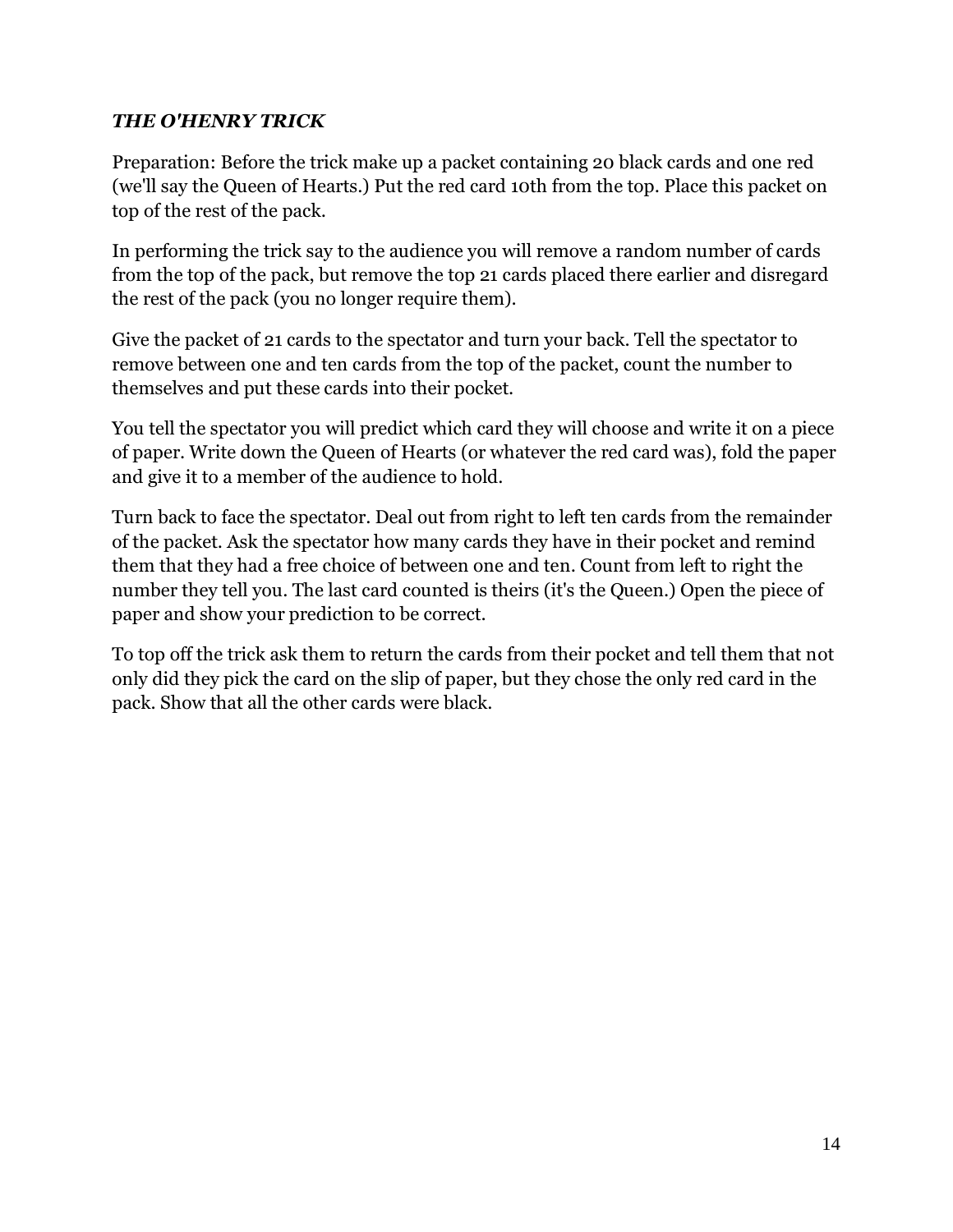***THE O'HENRY TRICK***

Preparation: Before the trick make up a packet containing 20 black cards and one red (we'll say the Queen of Hearts.) Put the red card 10th from the top. Place this packet on top of the rest of the pack.

In performing the trick say to the audience you will remove a random number of cards from the top of the pack, but remove the top 21 cards placed there earlier and disregard the rest of the pack (you no longer require them).

Give the packet of 21 cards to the spectator and turn your back. Tell the spectator to remove between one and ten cards from the top of the packet, count the number to themselves and put these cards into their pocket.

You tell the spectator you will predict which card they will choose and write it on a piece of paper. Write down the Queen of Hearts (or whatever the red card was), fold the paper and give it to a member of the audience to hold.

Turn back to face the spectator. Deal out from right to left ten cards from the remainder of the packet. Ask the spectator how many cards they have in their pocket and remind them that they had a free choice of between one and ten. Count from left to right the number they tell you. The last card counted is theirs (it's the Queen.) Open the piece of paper and show your prediction to be correct.

To top off the trick ask them to return the cards from their pocket and tell them that not only did they pick the card on the slip of paper, but they chose the only red card in the pack. Show that all the other cards were black.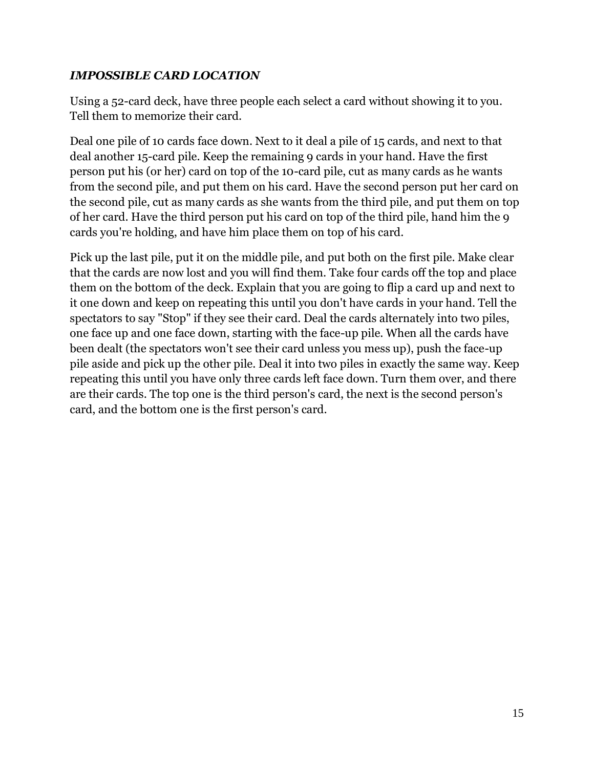### ***IMPOSSIBLE CARD LOCATION***

Using a 52-card deck, have three people each select a card without showing it to you. Tell them to memorize their card.

Deal one pile of 10 cards face down. Next to it deal a pile of 15 cards, and next to that deal another 15-card pile. Keep the remaining 9 cards in your hand. Have the first person put his (or her) card on top of the 10-card pile, cut as many cards as he wants from the second pile, and put them on his card. Have the second person put her card on the second pile, cut as many cards as she wants from the third pile, and put them on top of her card. Have the third person put his card on top of the third pile, hand him the 9 cards you're holding, and have him place them on top of his card.

Pick up the last pile, put it on the middle pile, and put both on the first pile. Make clear that the cards are now lost and you will find them. Take four cards off the top and place them on the bottom of the deck. Explain that you are going to flip a card up and next to it one down and keep on repeating this until you don't have cards in your hand. Tell the spectators to say "Stop" if they see their card. Deal the cards alternately into two piles, one face up and one face down, starting with the face-up pile. When all the cards have been dealt (the spectators won't see their card unless you mess up), push the face-up pile aside and pick up the other pile. Deal it into two piles in exactly the same way. Keep repeating this until you have only three cards left face down. Turn them over, and there are their cards. The top one is the third person's card, the next is the second person's card, and the bottom one is the first person's card.